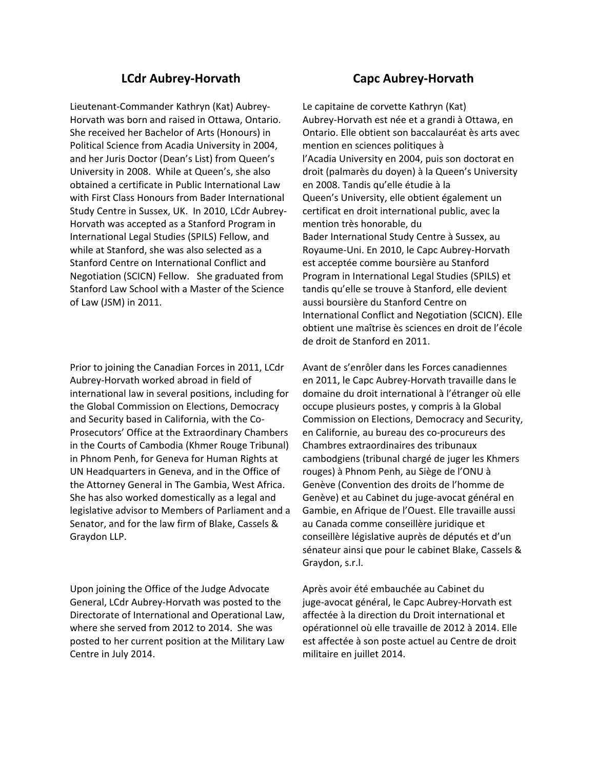## LCdr Aubrey-Horvath

Lieutenant-Commander Kathryn (Kat) Aubrey-Horvath was born and raised in Ottawa, Ontario. She received her Bachelor of Arts (Honours) in Political Science from Acadia University in 2004, and her Juris Doctor (Dean's List) from Queen's University in 2008. While at Queen's, she also obtained a certificate in Public International Law with First Class Honours from Bader International Study Centre in Sussex, UK. In 2010, LCdr Aubrey-Horvath was accepted as a Stanford Program in International Legal Studies (SPILS) Fellow, and while at Stanford, she was also selected as a Stanford Centre on International Conflict and Negotiation (SCICN) Fellow. She graduated from Stanford Law School with a Master of the Science of Law (JSM) in 2011.

Prior to joining the Canadian Forces in 2011, LCdr Aubrey-Horvath worked abroad in field of international law in several positions, including for the Global Commission on Elections, Democracy and Security based in California, with the Co-Prosecutors' Office at the Extraordinary Chambers in the Courts of Cambodia (Khmer Rouge Tribunal) in Phnom Penh, for Geneva for Human Rights at UN Headquarters in Geneva, and in the Office of the Attorney General in The Gambia, West Africa. She has also worked domestically as a legal and legislative advisor to Members of Parliament and a Senator, and for the law firm of Blake, Cassels & Graydon LLP.

Upon joining the Office of the Judge Advocate General, LCdr Aubrey-Horvath was posted to the Directorate of International and Operational Law, where she served from 2012 to 2014. She was posted to her current position at the Military Law Centre in July 2014.

## Capc Aubrey-Horvath

Le capitaine de corvette Kathryn (Kat) Aubrey-Horvath est née et a grandi à Ottawa, en Ontario. Elle obtient son baccalauréat ès arts avec mention en sciences politiques à l'Acadia University en 2004, puis son doctorat en droit (palmarès du doyen) à la Queen's University en 2008. Tandis qu'elle étudie à la Queen's University, elle obtient également un certificat en droit international public, avec la mention très honorable, du Bader International Study Centre à Sussex, au Royaume-Uni. En 2010, le Capc Aubrey-Horvath est acceptée comme boursière au Stanford Program in International Legal Studies (SPILS) et tandis qu'elle se trouve à Stanford, elle devient aussi boursière du Stanford Centre on International Conflict and Negotiation (SCICN). Elle obtient une maîtrise ès sciences en droit de l'école de droit de Stanford en 2011.

Avant de s'enrôler dans les Forces canadiennes en 2011, le Capc Aubrey-Horvath travaille dans le domaine du droit international à l'étranger où elle occupe plusieurs postes, y compris à la Global Commission on Elections, Democracy and Security, en Californie, au bureau des co-procureurs des Chambres extraordinaires des tribunaux cambodgiens (tribunal chargé de juger les Khmers rouges) à Phnom Penh, au Siège de l'ONU à Genève (Convention des droits de l'homme de Genève) et au Cabinet du juge-avocat général en Gambie, en Afrique de l'Ouest. Elle travaille aussi au Canada comme conseillère juridique et conseillère législative auprès de députés et d'un sénateur ainsi que pour le cabinet Blake, Cassels & Graydon, s.r.l.

Après avoir été embauchée au Cabinet du juge-avocat général, le Capc Aubrey-Horvath est affectée à la direction du Droit international et opérationnel où elle travaille de 2012 à 2014. Elle est affectée à son poste actuel au Centre de droit militaire en juillet 2014.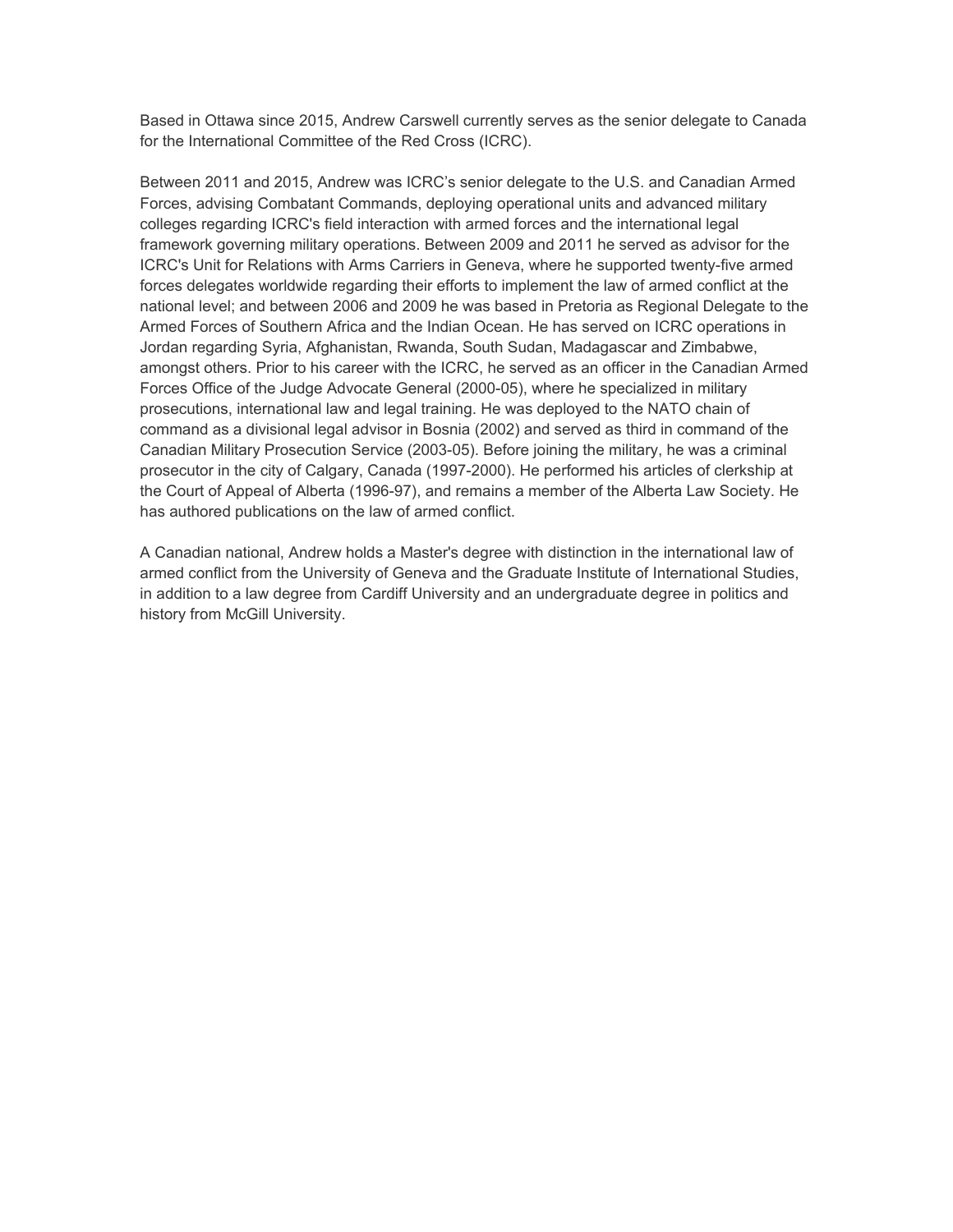Based in Ottawa since 2015, Andrew Carswell currently serves as the senior delegate to Canada for the International Committee of the Red Cross (ICRC).

Between 2011 and 2015, Andrew was ICRC's senior delegate to the U.S. and Canadian Armed Forces, advising Combatant Commands, deploying operational units and advanced military colleges regarding ICRC's field interaction with armed forces and the international legal framework governing military operations. Between 2009 and 2011 he served as advisor for the ICRC's Unit for Relations with Arms Carriers in Geneva, where he supported twenty-five armed forces delegates worldwide regarding their efforts to implement the law of armed conflict at the national level; and between 2006 and 2009 he was based in Pretoria as Regional Delegate to the Armed Forces of Southern Africa and the Indian Ocean. He has served on ICRC operations in Jordan regarding Syria, Afghanistan, Rwanda, South Sudan, Madagascar and Zimbabwe, amongst others. Prior to his career with the ICRC, he served as an officer in the Canadian Armed Forces Office of the Judge Advocate General (2000-05), where he specialized in military prosecutions, international law and legal training. He was deployed to the NATO chain of command as a divisional legal advisor in Bosnia (2002) and served as third in command of the Canadian Military Prosecution Service (2003-05). Before joining the military, he was a criminal prosecutor in the city of Calgary, Canada (1997-2000). He performed his articles of clerkship at the Court of Appeal of Alberta (1996-97), and remains a member of the Alberta Law Society. He has authored publications on the law of armed conflict.

A Canadian national, Andrew holds a Master's degree with distinction in the international law of armed conflict from the University of Geneva and the Graduate Institute of International Studies, in addition to a law degree from Cardiff University and an undergraduate degree in politics and history from McGill University.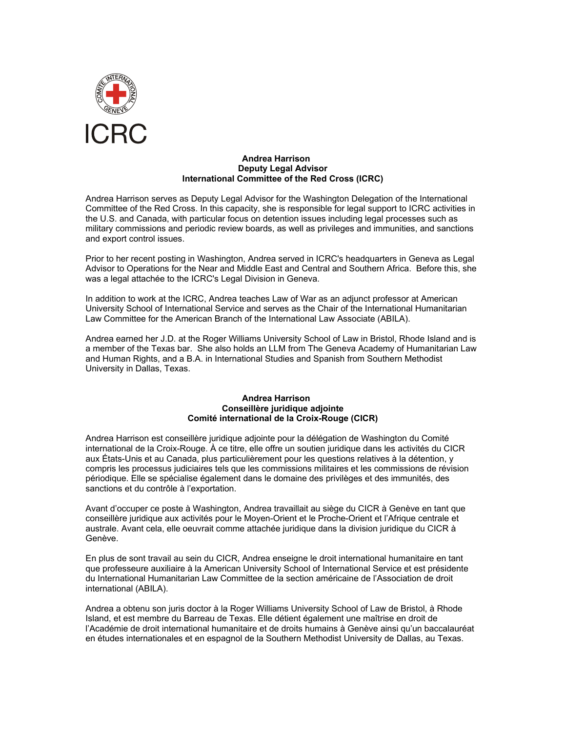ICRC

**Andrea Harrison**
**Deputy Legal Advisor**
**International Committee of the Red Cross (ICRC)**

Andrea Harrison serves as Deputy Legal Advisor for the Washington Delegation of the International Committee of the Red Cross. In this capacity, she is responsible for legal support to ICRC activities in the U.S. and Canada, with particular focus on detention issues including legal processes such as military commissions and periodic review boards, as well as privileges and immunities, and sanctions and export control issues.

Prior to her recent posting in Washington, Andrea served in ICRC's headquarters in Geneva as Legal Advisor to Operations for the Near and Middle East and Central and Southern Africa. Before this, she was a legal attachée to the ICRC's Legal Division in Geneva.

In addition to work at the ICRC, Andrea teaches Law of War as an adjunct professor at American University School of International Service and serves as the Chair of the International Humanitarian Law Committee for the American Branch of the International Law Associate (ABILA).

Andrea earned her J.D. at the Roger Williams University School of Law in Bristol, Rhode Island and is a member of the Texas bar. She also holds an LLM from The Geneva Academy of Humanitarian Law and Human Rights, and a B.A. in International Studies and Spanish from Southern Methodist University in Dallas, Texas.

**Andrea Harrison**
**Conseillère juridique adjointe**
**Comité international de la Croix-Rouge (CICR)**

Andrea Harrison est conseillère juridique adjointe pour la délégation de Washington du Comité international de la Croix-Rouge. À ce titre, elle offre un soutien juridique dans les activités du CICR aux États-Unis et au Canada, plus particulièrement pour les questions relatives à la détention, y compris les processus judiciaires tels que les commissions militaires et les commissions de révision périodique. Elle se spécialise également dans le domaine des privilèges et des immunités, des sanctions et du contrôle à l'exportation.

Avant d'occuper ce poste à Washington, Andrea travaillait au siège du CICR à Genève en tant que conseillère juridique aux activités pour le Moyen-Orient et le Proche-Orient et l'Afrique centrale et australe. Avant cela, elle oeuvrait comme attachée juridique dans la division juridique du CICR à Genève.

En plus de sont travail au sein du CICR, Andrea enseigne le droit international humanitaire en tant que professeure auxiliaire à la American University School of International Service et est présidente du International Humanitarian Law Committee de la section américaine de l'Association de droit international (ABILA).

Andrea a obtenu son juris doctor à la Roger Williams University School of Law de Bristol, à Rhode Island, et est membre du Barreau de Texas. Elle détient également une maîtrise en droit de l'Académie de droit international humanitaire et de droits humains à Genève ainsi qu'un baccalauréat en études internationales et en espagnol de la Southern Methodist University de Dallas, au Texas.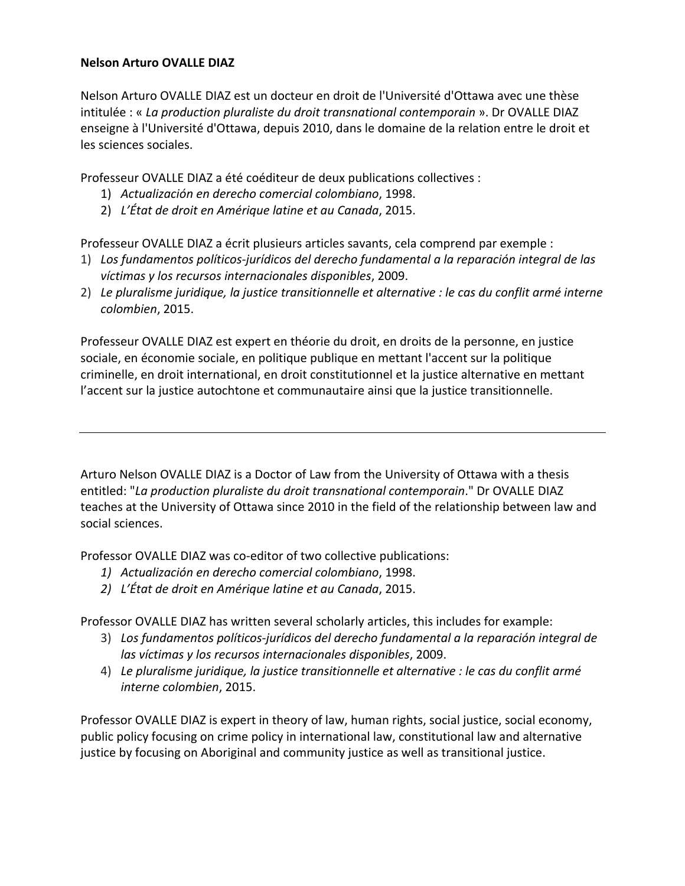**Nelson Arturo OVALLE DIAZ**

Nelson Arturo OVALLE DIAZ est un docteur en droit de l'Université d'Ottawa avec une thèse intitulée : « *La production pluraliste du droit transnational contemporain* ». Dr OVALLE DIAZ enseigne à l'Université d'Ottawa, depuis 2010, dans le domaine de la relation entre le droit et les sciences sociales.

Professeur OVALLE DIAZ a été coéditeur de deux publications collectives :

1) *Actualización en derecho comercial colombiano*, 1998.
2) *L'État de droit en Amérique latine et au Canada*, 2015.

Professeur OVALLE DIAZ a écrit plusieurs articles savants, cela comprend par exemple :

1) *Los fundamentos políticos-jurídicos del derecho fundamental a la reparación integral de las víctimas y los recursos internacionales disponibles*, 2009.
2) *Le pluralisme juridique, la justice transitionnelle et alternative : le cas du conflit armé interne colombien*, 2015.

Professeur OVALLE DIAZ est expert en théorie du droit, en droits de la personne, en justice sociale, en économie sociale, en politique publique en mettant l'accent sur la politique criminelle, en droit international, en droit constitutionnel et la justice alternative en mettant l'accent sur la justice autochtone et communautaire ainsi que la justice transitionnelle.

---

Arturo Nelson OVALLE DIAZ is a Doctor of Law from the University of Ottawa with a thesis entitled: "*La production pluraliste du droit transnational contemporain*." Dr OVALLE DIAZ teaches at the University of Ottawa since 2010 in the field of the relationship between law and social sciences.

Professor OVALLE DIAZ was co-editor of two collective publications:

1) *Actualización en derecho comercial colombiano*, 1998.
2) *L'État de droit en Amérique latine et au Canada*, 2015.

Professor OVALLE DIAZ has written several scholarly articles, this includes for example:

3) *Los fundamentos políticos-jurídicos del derecho fundamental a la reparación integral de las víctimas y los recursos internacionales disponibles*, 2009.
4) *Le pluralisme juridique, la justice transitionnelle et alternative : le cas du conflit armé interne colombien*, 2015.

Professor OVALLE DIAZ is expert in theory of law, human rights, social justice, social economy, public policy focusing on crime policy in international law, constitutional law and alternative justice by focusing on Aboriginal and community justice as well as transitional justice.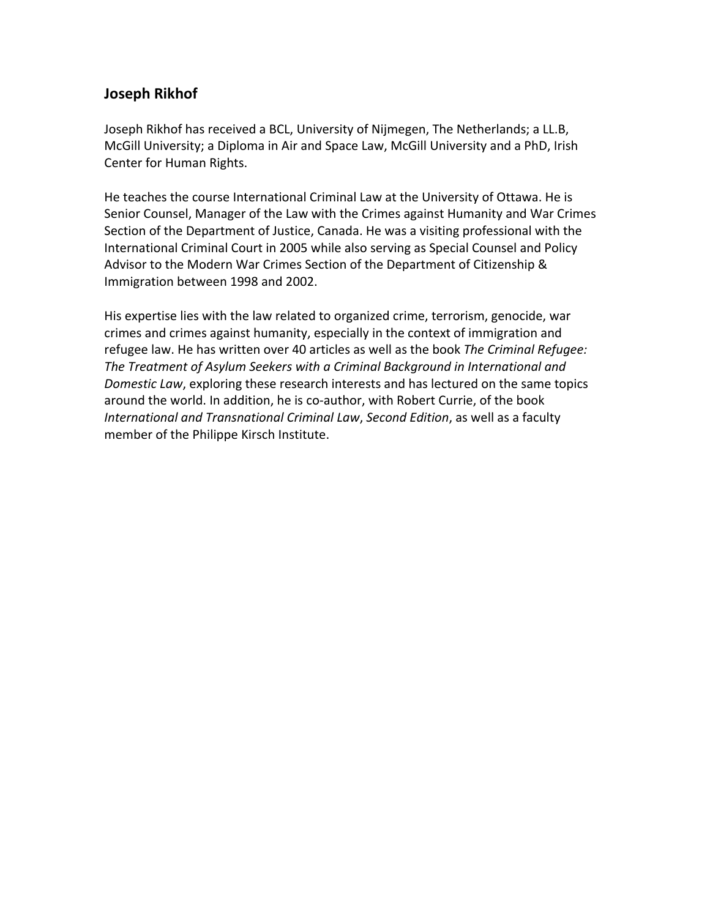## Joseph Rikhof

Joseph Rikhof has received a BCL, University of Nijmegen, The Netherlands; a LL.B, McGill University; a Diploma in Air and Space Law, McGill University and a PhD, Irish Center for Human Rights.

He teaches the course International Criminal Law at the University of Ottawa. He is Senior Counsel, Manager of the Law with the Crimes against Humanity and War Crimes Section of the Department of Justice, Canada. He was a visiting professional with the International Criminal Court in 2005 while also serving as Special Counsel and Policy Advisor to the Modern War Crimes Section of the Department of Citizenship & Immigration between 1998 and 2002.

His expertise lies with the law related to organized crime, terrorism, genocide, war crimes and crimes against humanity, especially in the context of immigration and refugee law. He has written over 40 articles as well as the book *The Criminal Refugee: The Treatment of Asylum Seekers with a Criminal Background in International and Domestic Law*, exploring these research interests and has lectured on the same topics around the world. In addition, he is co-author, with Robert Currie, of the book *International and Transnational Criminal Law*, *Second Edition*, as well as a faculty member of the Philippe Kirsch Institute.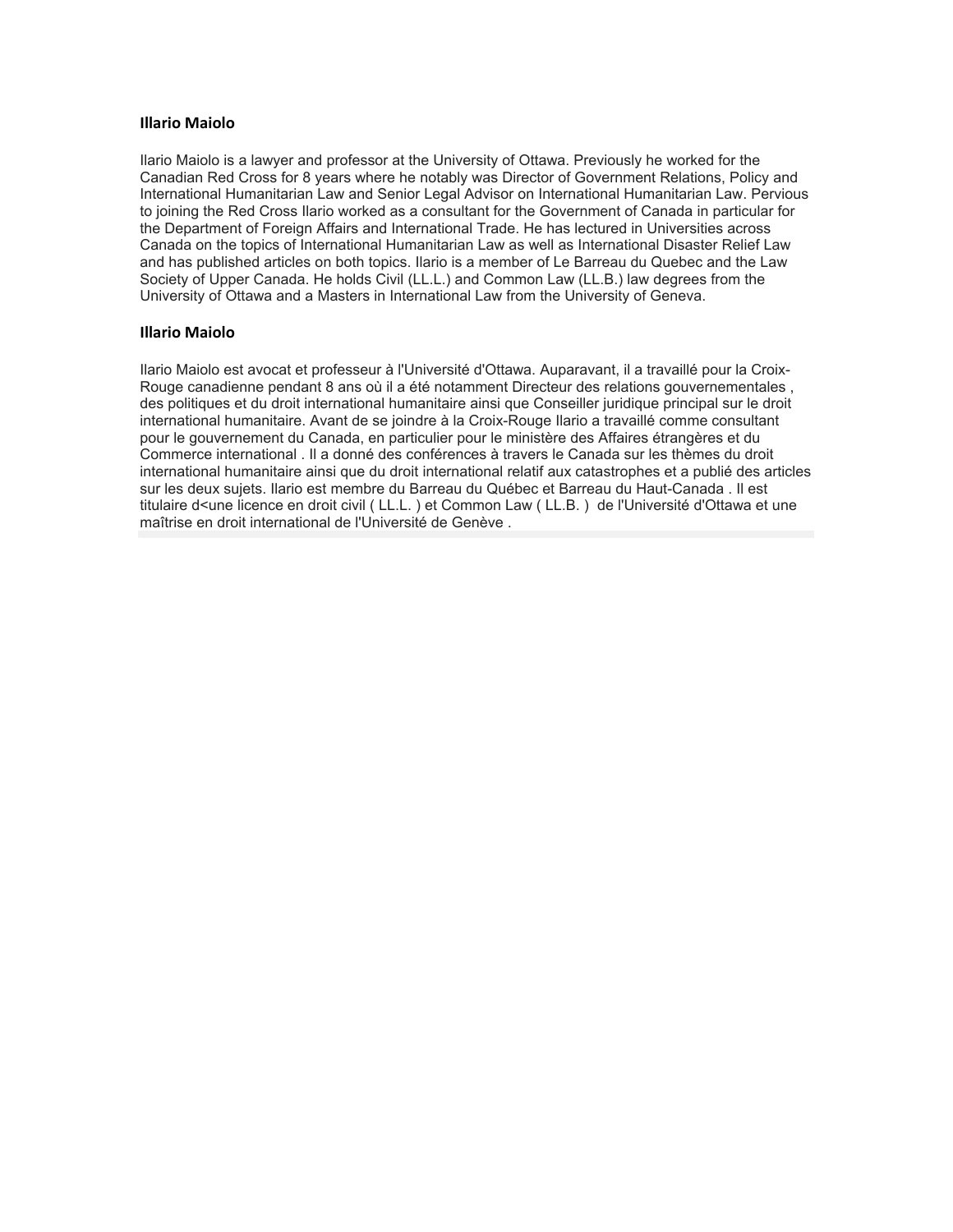### Illario Maiolo

Ilario Maiolo is a lawyer and professor at the University of Ottawa. Previously he worked for the Canadian Red Cross for 8 years where he notably was Director of Government Relations, Policy and International Humanitarian Law and Senior Legal Advisor on International Humanitarian Law. Pervious to joining the Red Cross Ilario worked as a consultant for the Government of Canada in particular for the Department of Foreign Affairs and International Trade. He has lectured in Universities across Canada on the topics of International Humanitarian Law as well as International Disaster Relief Law and has published articles on both topics. Ilario is a member of Le Barreau du Quebec and the Law Society of Upper Canada. He holds Civil (LL.L.) and Common Law (LL.B.) law degrees from the University of Ottawa and a Masters in International Law from the University of Geneva.

### Illario Maiolo

Ilario Maiolo est avocat et professeur à l'Université d'Ottawa. Auparavant, il a travaillé pour la Croix-Rouge canadienne pendant 8 ans où il a été notamment Directeur des relations gouvernementales , des politiques et du droit international humanitaire ainsi que Conseiller juridique principal sur le droit international humanitaire. Avant de se joindre à la Croix-Rouge Ilario a travaillé comme consultant pour le gouvernement du Canada, en particulier pour le ministère des Affaires étrangères et du Commerce international . Il a donné des conférences à travers le Canada sur les thèmes du droit international humanitaire ainsi que du droit international relatif aux catastrophes et a publié des articles sur les deux sujets. Ilario est membre du Barreau du Québec et Barreau du Haut-Canada . Il est titulaire d<une licence en droit civil ( LL.L. ) et Common Law ( LL.B. ) de l'Université d'Ottawa et une maîtrise en droit international de l'Université de Genève .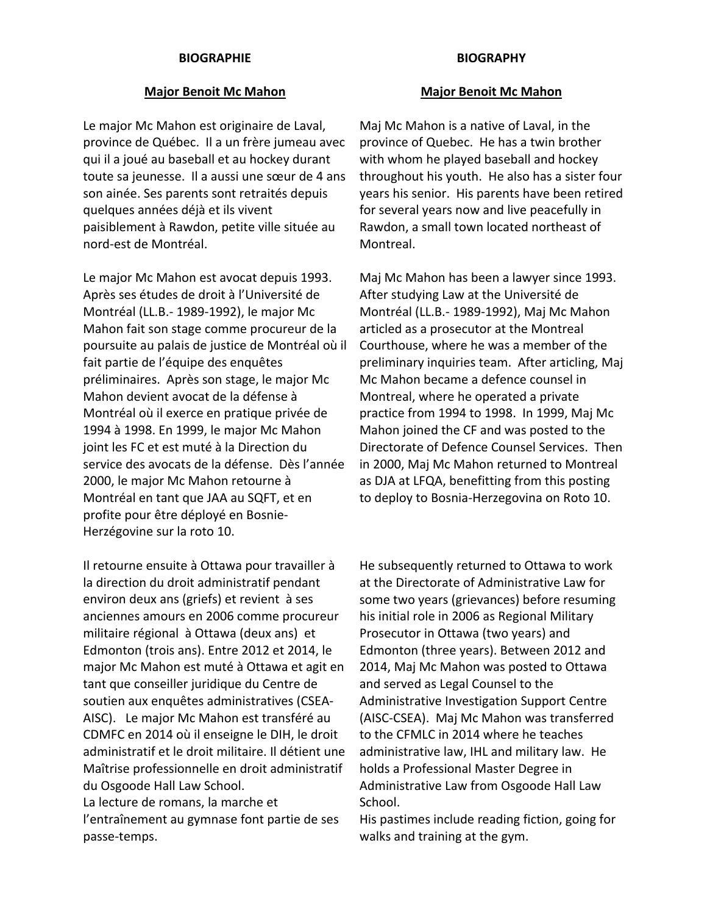**BIOGRAPHIE**

**Major Benoit Mc Mahon**

Le major Mc Mahon est originaire de Laval, province de Québec. Il a un frère jumeau avec qui il a joué au baseball et au hockey durant toute sa jeunesse. Il a aussi une sœur de 4 ans son ainée. Ses parents sont retraités depuis quelques années déjà et ils vivent paisiblement à Rawdon, petite ville située au nord-est de Montréal.

Le major Mc Mahon est avocat depuis 1993. Après ses études de droit à l'Université de Montréal (LL.B.- 1989-1992), le major Mc Mahon fait son stage comme procureur de la poursuite au palais de justice de Montréal où il fait partie de l'équipe des enquêtes préliminaires. Après son stage, le major Mc Mahon devient avocat de la défense à Montréal où il exerce en pratique privée de 1994 à 1998. En 1999, le major Mc Mahon joint les FC et est muté à la Direction du service des avocats de la défense. Dès l'année 2000, le major Mc Mahon retourne à Montréal en tant que JAA au SQFT, et en profite pour être déployé en Bosnie-Herzégovine sur la roto 10.

Il retourne ensuite à Ottawa pour travailler à la direction du droit administratif pendant environ deux ans (griefs) et revient à ses anciennes amours en 2006 comme procureur militaire régional à Ottawa (deux ans) et Edmonton (trois ans). Entre 2012 et 2014, le major Mc Mahon est muté à Ottawa et agit en tant que conseiller juridique du Centre de soutien aux enquêtes administratives (CSEA-AISC). Le major Mc Mahon est transféré au CDMFC en 2014 où il enseigne le DIH, le droit administratif et le droit militaire. Il détient une Maîtrise professionnelle en droit administratif du Osgoode Hall Law School.
La lecture de romans, la marche et l'entraînement au gymnase font partie de ses passe-temps.

**BIOGRAPHY**

**Major Benoit Mc Mahon**

Maj Mc Mahon is a native of Laval, in the province of Quebec. He has a twin brother with whom he played baseball and hockey throughout his youth. He also has a sister four years his senior. His parents have been retired for several years now and live peacefully in Rawdon, a small town located northeast of Montreal.

Maj Mc Mahon has been a lawyer since 1993. After studying Law at the Université de Montréal (LL.B.- 1989-1992), Maj Mc Mahon articled as a prosecutor at the Montreal Courthouse, where he was a member of the preliminary inquiries team. After articling, Maj Mc Mahon became a defence counsel in Montreal, where he operated a private practice from 1994 to 1998. In 1999, Maj Mc Mahon joined the CF and was posted to the Directorate of Defence Counsel Services. Then in 2000, Maj Mc Mahon returned to Montreal as DJA at LFQA, benefitting from this posting to deploy to Bosnia-Herzegovina on Roto 10.

He subsequently returned to Ottawa to work at the Directorate of Administrative Law for some two years (grievances) before resuming his initial role in 2006 as Regional Military Prosecutor in Ottawa (two years) and Edmonton (three years). Between 2012 and 2014, Maj Mc Mahon was posted to Ottawa and served as Legal Counsel to the Administrative Investigation Support Centre (AISC-CSEA). Maj Mc Mahon was transferred to the CFMLC in 2014 where he teaches administrative law, IHL and military law. He holds a Professional Master Degree in Administrative Law from Osgoode Hall Law School.
His pastimes include reading fiction, going for walks and training at the gym.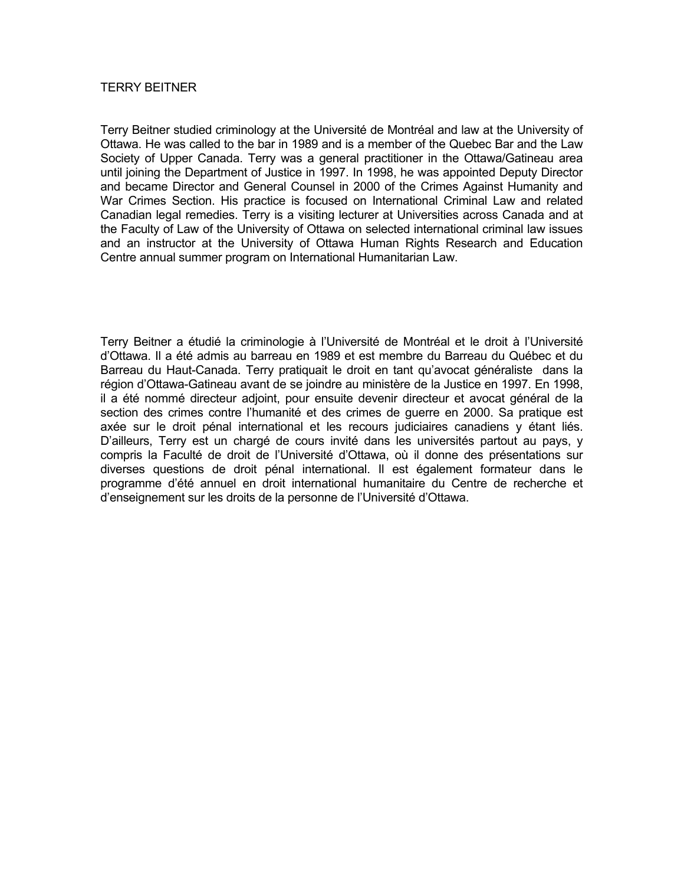TERRY BEITNER

Terry Beitner studied criminology at the Université de Montréal and law at the University of Ottawa. He was called to the bar in 1989 and is a member of the Quebec Bar and the Law Society of Upper Canada. Terry was a general practitioner in the Ottawa/Gatineau area until joining the Department of Justice in 1997. In 1998, he was appointed Deputy Director and became Director and General Counsel in 2000 of the Crimes Against Humanity and War Crimes Section. His practice is focused on International Criminal Law and related Canadian legal remedies. Terry is a visiting lecturer at Universities across Canada and at the Faculty of Law of the University of Ottawa on selected international criminal law issues and an instructor at the University of Ottawa Human Rights Research and Education Centre annual summer program on International Humanitarian Law.

Terry Beitner a étudié la criminologie à l'Université de Montréal et le droit à l'Université d'Ottawa. Il a été admis au barreau en 1989 et est membre du Barreau du Québec et du Barreau du Haut-Canada. Terry pratiquait le droit en tant qu'avocat généraliste dans la région d'Ottawa-Gatineau avant de se joindre au ministère de la Justice en 1997. En 1998, il a été nommé directeur adjoint, pour ensuite devenir directeur et avocat général de la section des crimes contre l'humanité et des crimes de guerre en 2000. Sa pratique est axée sur le droit pénal international et les recours judiciaires canadiens y étant liés. D'ailleurs, Terry est un chargé de cours invité dans les universités partout au pays, y compris la Faculté de droit de l'Université d'Ottawa, où il donne des présentations sur diverses questions de droit pénal international. Il est également formateur dans le programme d'été annuel en droit international humanitaire du Centre de recherche et d'enseignement sur les droits de la personne de l'Université d'Ottawa.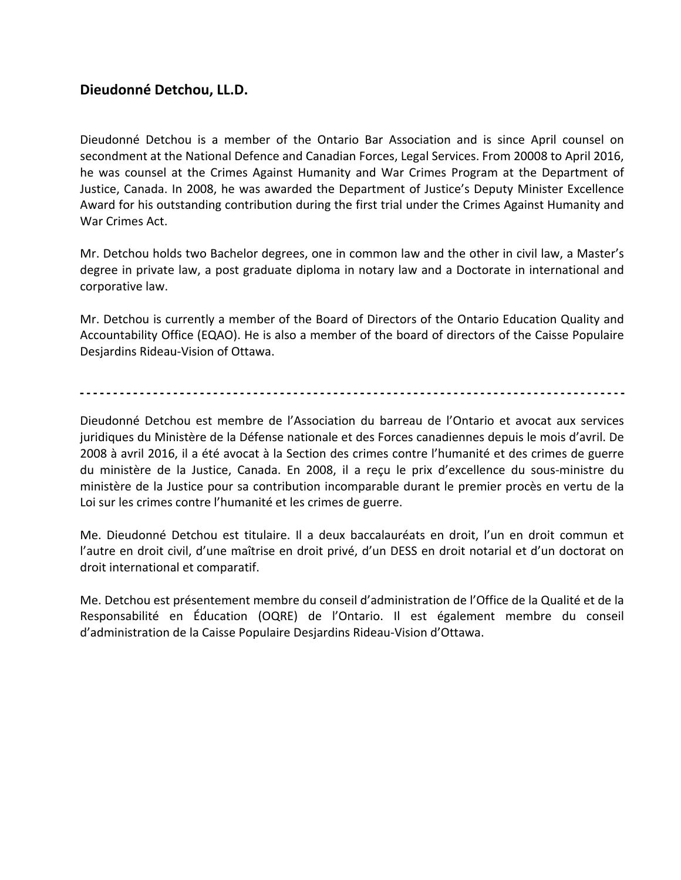### Dieudonné Detchou, LL.D.

Dieudonné Detchou is a member of the Ontario Bar Association and is since April counsel on secondment at the National Defence and Canadian Forces, Legal Services. From 20008 to April 2016, he was counsel at the Crimes Against Humanity and War Crimes Program at the Department of Justice, Canada. In 2008, he was awarded the Department of Justice's Deputy Minister Excellence Award for his outstanding contribution during the first trial under the Crimes Against Humanity and War Crimes Act.

Mr. Detchou holds two Bachelor degrees, one in common law and the other in civil law, a Master's degree in private law, a post graduate diploma in notary law and a Doctorate in international and corporative law.

Mr. Detchou is currently a member of the Board of Directors of the Ontario Education Quality and Accountability Office (EQAO). He is also a member of the board of directors of the Caisse Populaire Desjardins Rideau-Vision of Ottawa.

---

Dieudonné Detchou est membre de l'Association du barreau de l'Ontario et avocat aux services juridiques du Ministère de la Défense nationale et des Forces canadiennes depuis le mois d'avril. De 2008 à avril 2016, il a été avocat à la Section des crimes contre l'humanité et des crimes de guerre du ministère de la Justice, Canada. En 2008, il a reçu le prix d'excellence du sous-ministre du ministère de la Justice pour sa contribution incomparable durant le premier procès en vertu de la Loi sur les crimes contre l'humanité et les crimes de guerre.

Me. Dieudonné Detchou est titulaire. Il a deux baccalauréats en droit, l'un en droit commun et l'autre en droit civil, d'une maîtrise en droit privé, d'un DESS en droit notarial et d'un doctorat on droit international et comparatif.

Me. Detchou est présentement membre du conseil d'administration de l'Office de la Qualité et de la Responsabilité en Éducation (OQRE) de l'Ontario. Il est également membre du conseil d'administration de la Caisse Populaire Desjardins Rideau-Vision d'Ottawa.